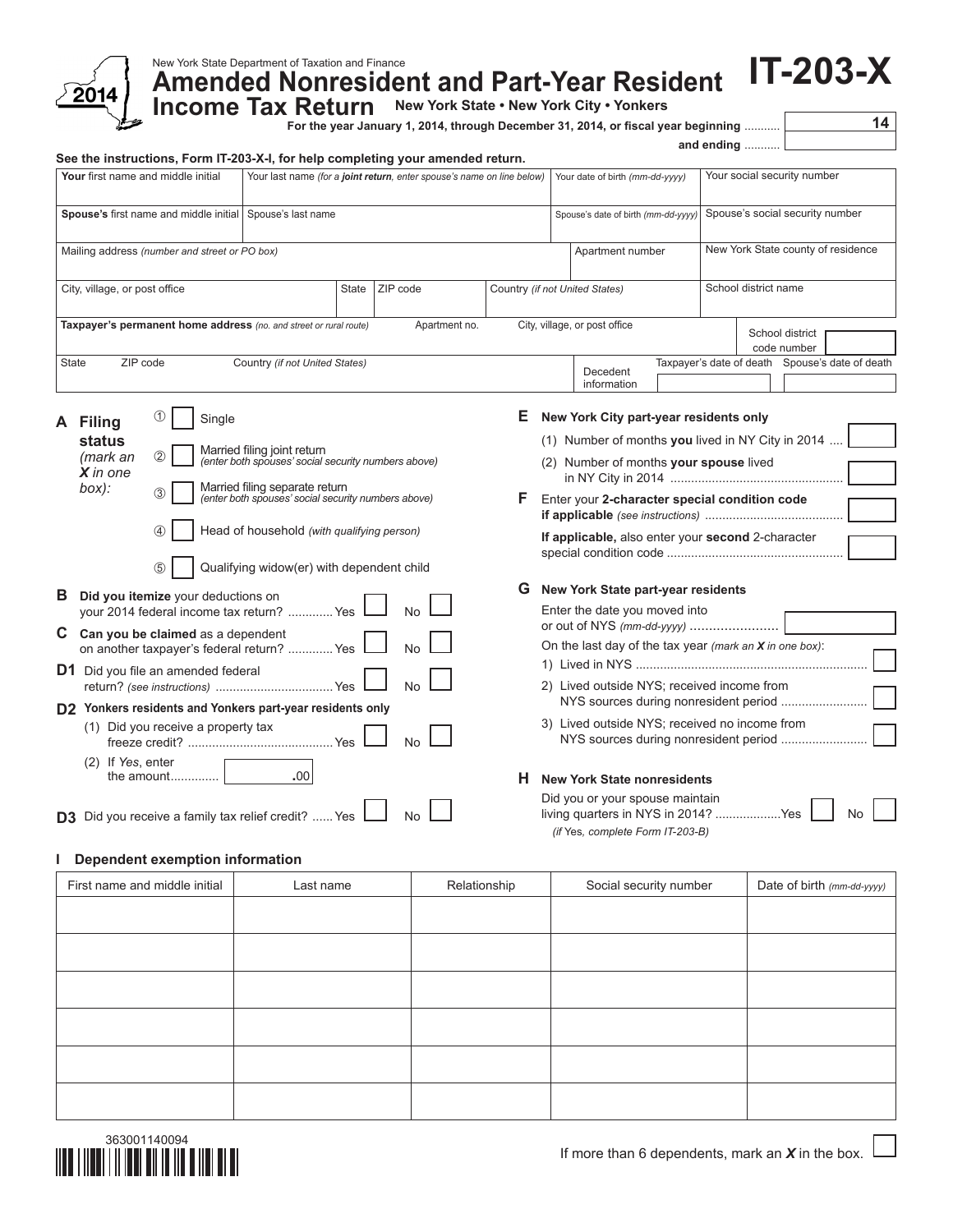New York State Department of Taxation and Finance

# Amended Nonresident and Part-Year Resident Income Tax Return

**IT-203-X**

2014

**New York State • New York City • Yonkers**

**For the year January 1, 2014, through December 31, 2014, or fiscal year beginning** ........... 14

**and ending** ...........

**See the instructions, Form IT-203-X-I, for help completing your amended return.**

| **Your** first name and middle initial | Your last name *(for a* ***joint return****, enter spouse's name on line below)* | Your date of birth *(mm-dd-yyyy)* | Your social security number |
|---|---|---|---|
| **Spouse's** first name and middle initial | Spouse's last name | Spouse's date of birth *(mm-dd-yyyy)* | Spouse's social security number |
| Mailing address *(number and street or PO box)* | | Apartment number | New York State county of residence |
| City, village, or post office | State / ZIP code | Country *(if not United States)* | School district name |
| **Taxpayer's permanent home address** *(no. and street or rural route)* / Apartment no. | City, village, or post office | | School district code number |
| State / ZIP code | Country *(if not United States)* | Decedent information: Taxpayer's date of death | Spouse's date of death |

**A Filing status** *(mark an X in one box):*

① ☐ Single

② ☐ Married filing joint return *(enter both spouses' social security numbers above)*

③ ☐ Married filing separate return *(enter both spouses' social security numbers above)*

④ ☐ Head of household *(with qualifying person)*

⑤ ☐ Qualifying widow(er) with dependent child

**B Did you itemize** your deductions on your 2014 federal income tax return? ............. Yes ☐ No ☐

**C Can you be claimed** as a dependent on another taxpayer's federal return? ............. Yes ☐ No ☐

**D1** Did you file an amended federal return? *(see instructions)* ................................. Yes ☐ No ☐

**D2 Yonkers residents and Yonkers part-year residents only**

(1) Did you receive a property tax freeze credit? .......................................... Yes ☐ No ☐

(2) If *Yes*, enter the amount............. .00

**D3** Did you receive a family tax relief credit? ...... Yes ☐ No ☐

**E New York City part-year residents only**

(1) Number of months **you** lived in NY City in 2014 .... ☐

(2) Number of months **your spouse** lived in NY City in 2014 ................................................. ☐

**F** Enter your **2-character special condition code if applicable** *(see instructions)* ........................................ ☐

**If applicable,** also enter your **second** 2-character special condition code .................................................. ☐

**G New York State part-year residents**

Enter the date you moved into or out of NYS *(mm-dd-yyyy)* ....................... ☐

On the last day of the tax year *(mark an X in one box)*:

1) Lived in NYS .................................................................. ☐

2) Lived outside NYS; received income from NYS sources during nonresident period ......................... ☐

3) Lived outside NYS; received no income from NYS sources during nonresident period ......................... ☐

**H New York State nonresidents**

Did you or your spouse maintain living quarters in NYS in 2014? ...................Yes ☐ No ☐

*(if* Yes*, complete Form IT-203-B)*

**I Dependent exemption information**

| First name and middle initial | Last name | Relationship | Social security number | Date of birth *(mm-dd-yyyy)* |
|---|---|---|---|---|
| | | | | |
| | | | | |
| | | | | |
| | | | | |
| | | | | |
| | | | | |

363001140094

If more than 6 dependents, mark an ***X*** in the box. ☐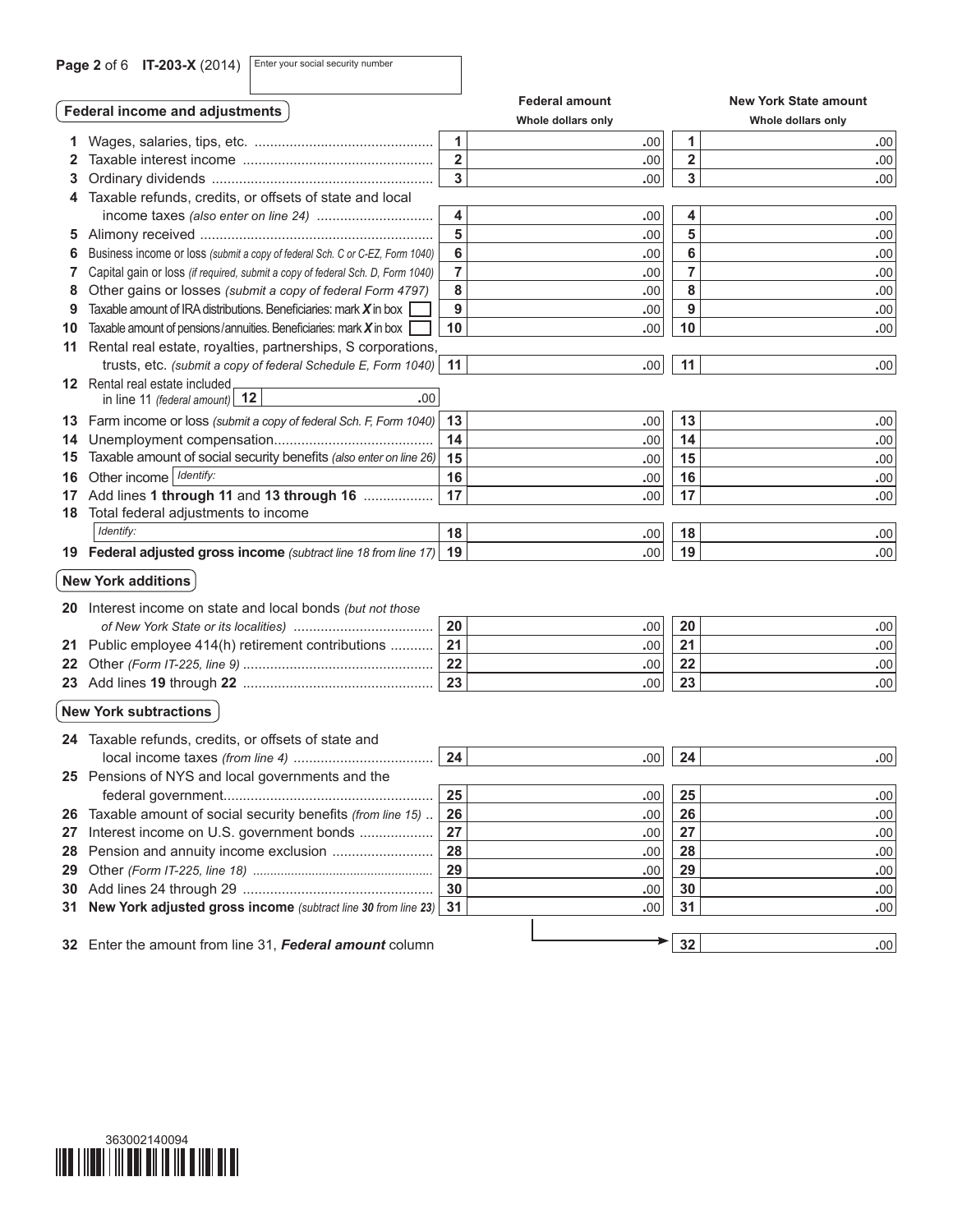**Page 2** of 6 **IT-203-X** (2014) Enter your social security number

## Federal income and adjustments

| Line | Description | Federal amount (Whole dollars only) | New York State amount (Whole dollars only) |
|---|---|---|---|
| 1 | Wages, salaries, tips, etc. | 1 .00 | 1 .00 |
| 2 | Taxable interest income | 2 .00 | 2 .00 |
| 3 | Ordinary dividends | 3 .00 | 3 .00 |
| 4 | Taxable refunds, credits, or offsets of state and local income taxes *(also enter on line 24)* | 4 .00 | 4 .00 |
| 5 | Alimony received | 5 .00 | 5 .00 |
| 6 | Business income or loss *(submit a copy of federal Sch. C or C-EZ, Form 1040)* | 6 .00 | 6 .00 |
| 7 | Capital gain or loss *(if required, submit a copy of federal Sch. D, Form 1040)* | 7 .00 | 7 .00 |
| 8 | Other gains or losses *(submit a copy of federal Form 4797)* | 8 .00 | 8 .00 |
| 9 | Taxable amount of IRA distributions. Beneficiaries: mark ***X*** in box ☐ | 9 .00 | 9 .00 |
| 10 | Taxable amount of pensions/annuities. Beneficiaries: mark ***X*** in box ☐ | 10 .00 | 10 .00 |
| 11 | Rental real estate, royalties, partnerships, S corporations, trusts, etc. *(submit a copy of federal Schedule E, Form 1040)* | 11 .00 | 11 .00 |
| 12 | Rental real estate included in line 11 *(federal amount)* 12 .00 | | |
| 13 | Farm income or loss *(submit a copy of federal Sch. F, Form 1040)* | 13 .00 | 13 .00 |
| 14 | Unemployment compensation | 14 .00 | 14 .00 |
| 15 | Taxable amount of social security benefits *(also enter on line 26)* | 15 .00 | 15 .00 |
| 16 | Other income *Identify:* | 16 .00 | 16 .00 |
| 17 | Add lines **1 through 11** and **13 through 16** | 17 .00 | 17 .00 |
| 18 | Total federal adjustments to income *Identify:* | 18 .00 | 18 .00 |
| 19 | **Federal adjusted gross income** *(subtract line 18 from line 17)* | 19 .00 | 19 .00 |

## New York additions

| Line | Description | Federal amount | New York State amount |
|---|---|---|---|
| 20 | Interest income on state and local bonds *(but not those of New York State or its localities)* | 20 .00 | 20 .00 |
| 21 | Public employee 414(h) retirement contributions | 21 .00 | 21 .00 |
| 22 | Other *(Form IT-225, line 9)* | 22 .00 | 22 .00 |
| 23 | Add lines **19** through **22** | 23 .00 | 23 .00 |

## New York subtractions

| Line | Description | Federal amount | New York State amount |
|---|---|---|---|
| 24 | Taxable refunds, credits, or offsets of state and local income taxes *(from line 4)* | 24 .00 | 24 .00 |
| 25 | Pensions of NYS and local governments and the federal government | 25 .00 | 25 .00 |
| 26 | Taxable amount of social security benefits *(from line 15)* | 26 .00 | 26 .00 |
| 27 | Interest income on U.S. government bonds | 27 .00 | 27 .00 |
| 28 | Pension and annuity income exclusion | 28 .00 | 28 .00 |
| 29 | Other *(Form IT-225, line 18)* | 29 .00 | 29 .00 |
| 30 | Add lines 24 through 29 | 30 .00 | 30 .00 |
| 31 | **New York adjusted gross income** *(subtract line **30** from line **23**)* | 31 .00 | 31 .00 |

**32** Enter the amount from line 31, ***Federal amount*** column → 32 .00

363002140094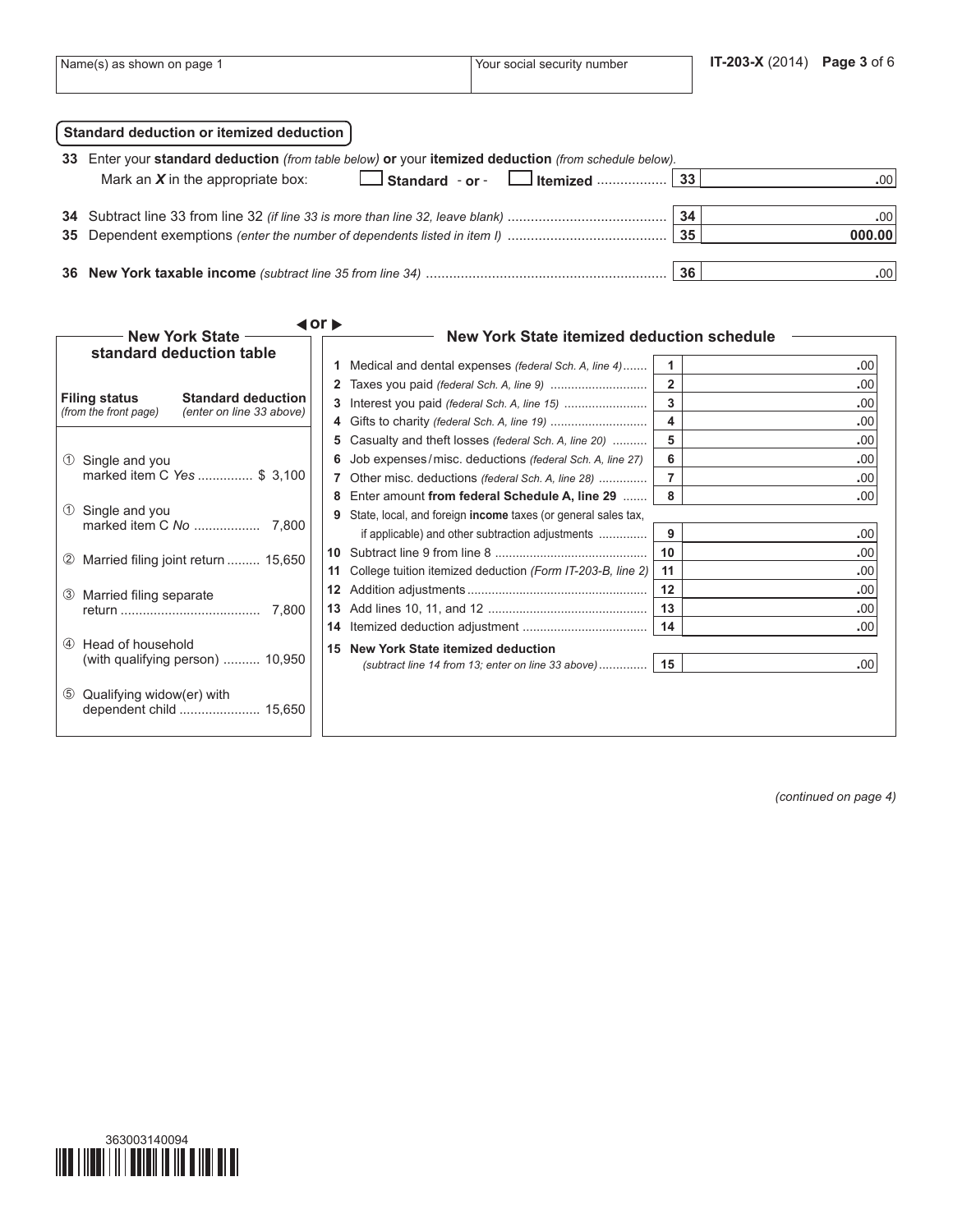| Name(s) as shown on page 1 | Your social security number |
|---|---|
| | |

**IT-203-X** (2014)

## Standard deduction or itemized deduction

| | | | |
|---|---|---|---|
| **33** | Enter your **standard deduction** *(from table below)* **or** your **itemized deduction** *(from schedule below)*. Mark an ***X*** in the appropriate box: ☐ **Standard** - **or** - ☐ **Itemized** ................. | 33 | .00 |
| **34** | Subtract line 33 from line 32 *(if line 33 is more than line 32, leave blank)* ........................................ | 34 | .00 |
| **35** | Dependent exemptions *(enter the number of dependents listed in item I)* ........................................ | 35 | 000.00 |
| **36** | **New York taxable income** *(subtract line 35 from line 34)* ............................................................. | 36 | .00 |

### New York State standard deduction table

◀ **or** ▶

| **Filing status** *(from the front page)* | **Standard deduction** *(enter on line 33 above)* |
|---|---|
| ① Single and you marked item C *Yes* .............. | $ 3,100 |
| ① Single and you marked item C *No* ................. | 7,800 |
| ② Married filing joint return ......... | 15,650 |
| ③ Married filing separate return ..................................... | 7,800 |
| ④ Head of household (with qualifying person) .......... | 10,950 |
| ⑤ Qualifying widow(er) with dependent child ...................... | 15,650 |

### New York State itemized deduction schedule

| | | | |
|---|---|---|---|
| **1** | Medical and dental expenses *(federal Sch. A, line 4)*....... | 1 | .00 |
| **2** | Taxes you paid *(federal Sch. A, line 9)* ........................... | 2 | .00 |
| **3** | Interest you paid *(federal Sch. A, line 15)* ....................... | 3 | .00 |
| **4** | Gifts to charity *(federal Sch. A, line 19)* ........................... | 4 | .00 |
| **5** | Casualty and theft losses *(federal Sch. A, line 20)* .......... | 5 | .00 |
| **6** | Job expenses / misc. deductions *(federal Sch. A, line 27)* | 6 | .00 |
| **7** | Other misc. deductions *(federal Sch. A, line 28)* .............. | 7 | .00 |
| **8** | Enter amount **from federal Schedule A, line 29** ....... | 8 | .00 |
| **9** | State, local, and foreign **income** taxes (or general sales tax, if applicable) and other subtraction adjustments .............. | 9 | .00 |
| **10** | Subtract line 9 from line 8 ........................................... | 10 | .00 |
| **11** | College tuition itemized deduction *(Form IT-203-B, line 2)* | 11 | .00 |
| **12** | Addition adjustments ................................................... | 12 | .00 |
| **13** | Add lines 10, 11, and 12 ............................................. | 13 | .00 |
| **14** | Itemized deduction adjustment .................................... | 14 | .00 |
| **15** | **New York State itemized deduction** *(subtract line 14 from 13; enter on line 33 above)* ............. | 15 | .00 |

*(continued on page 4)*

363003140094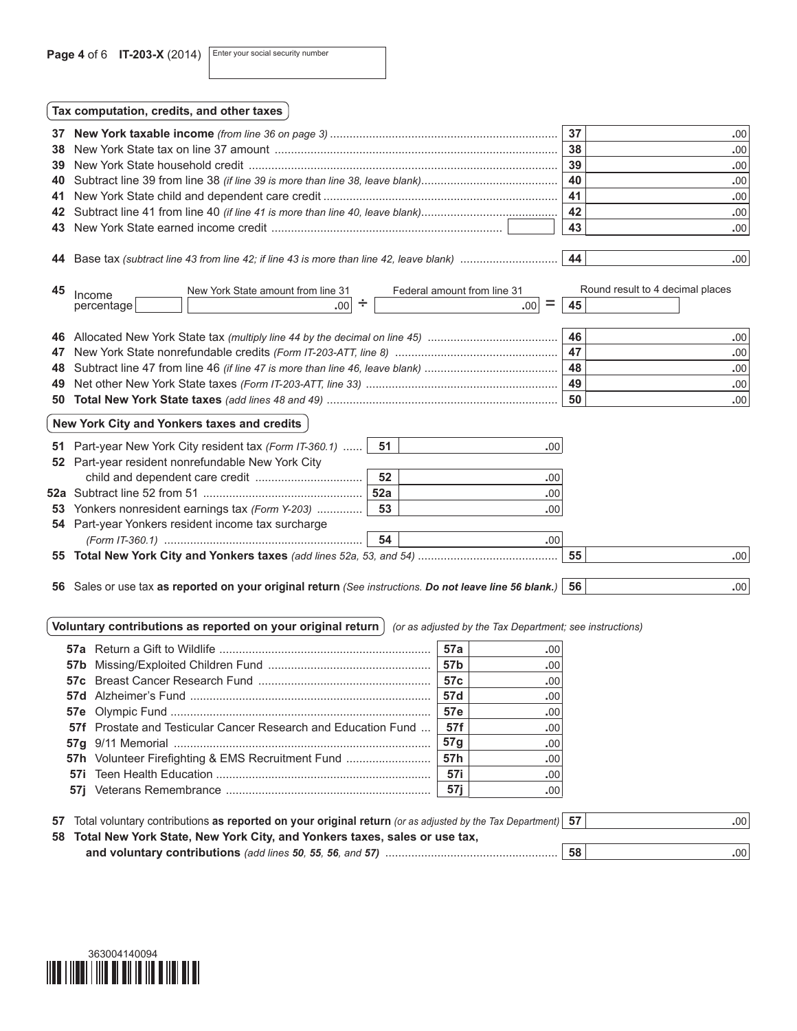Page 4 of 6 **IT-203-X** (2014) Enter your social security number

## Tax computation, credits, and other taxes

| Line | Description | | Amount |
|---|---|---|---|
| **37** | **New York taxable income** *(from line 36 on page 3)* | 37 | .00 |
| **38** | New York State tax on line 37 amount | 38 | .00 |
| **39** | New York State household credit | 39 | .00 |
| **40** | Subtract line 39 from line 38 *(if line 39 is more than line 38, leave blank)* | 40 | .00 |
| **41** | New York State child and dependent care credit | 41 | .00 |
| **42** | Subtract line 41 from line 40 *(if line 41 is more than line 40, leave blank)* | 42 | .00 |
| **43** | New York State earned income credit | 43 | .00 |
| **44** | Base tax *(subtract line 43 from line 42; if line 43 is more than line 42, leave blank)* | 44 | .00 |

**45** Income percentage — New York State amount from line 31 .00 ÷ Federal amount from line 31 .00 = **45** Round result to 4 decimal places

| Line | Description | | Amount |
|---|---|---|---|
| **46** | Allocated New York State tax *(multiply line 44 by the decimal on line 45)* | 46 | .00 |
| **47** | New York State nonrefundable credits *(Form IT-203-ATT, line 8)* | 47 | .00 |
| **48** | Subtract line 47 from line 46 *(if line 47 is more than line 46, leave blank)* | 48 | .00 |
| **49** | Net other New York State taxes *(Form IT-203-ATT, line 33)* | 49 | .00 |
| **50** | **Total New York State taxes** *(add lines 48 and 49)* | 50 | .00 |

## New York City and Yonkers taxes and credits

| Line | Description | | Amount |
|---|---|---|---|
| **51** | Part-year New York City resident tax *(Form IT-360.1)* | 51 | .00 |
| **52** | Part-year resident nonrefundable New York City child and dependent care credit | 52 | .00 |
| **52a** | Subtract line 52 from 51 | 52a | .00 |
| **53** | Yonkers nonresident earnings tax *(Form Y-203)* | 53 | .00 |
| **54** | Part-year Yonkers resident income tax surcharge *(Form IT-360.1)* | 54 | .00 |
| **55** | **Total New York City and Yonkers taxes** *(add lines 52a, 53, and 54)* | 55 | .00 |
| **56** | Sales or use tax **as reported on your original return** *(See instructions. **Do not leave line 56 blank.**)* | 56 | .00 |

## Voluntary contributions as reported on your original return

*(or as adjusted by the Tax Department; see instructions)*

| Line | Description | | Amount |
|---|---|---|---|
| **57a** | Return a Gift to Wildlife | 57a | .00 |
| **57b** | Missing/Exploited Children Fund | 57b | .00 |
| **57c** | Breast Cancer Research Fund | 57c | .00 |
| **57d** | Alzheimer's Fund | 57d | .00 |
| **57e** | Olympic Fund | 57e | .00 |
| **57f** | Prostate and Testicular Cancer Research and Education Fund | 57f | .00 |
| **57g** | 9/11 Memorial | 57g | .00 |
| **57h** | Volunteer Firefighting & EMS Recruitment Fund | 57h | .00 |
| **57i** | Teen Health Education | 57i | .00 |
| **57j** | Veterans Remembrance | 57j | .00 |

| Line | Description | | Amount |
|---|---|---|---|
| **57** | Total voluntary contributions **as reported on your original return** *(or as adjusted by the Tax Department)* | 57 | .00 |
| **58** | **Total New York State, New York City, and Yonkers taxes, sales or use tax, and voluntary contributions** *(add lines 50, 55, 56, and 57)* | 58 | .00 |

363004140094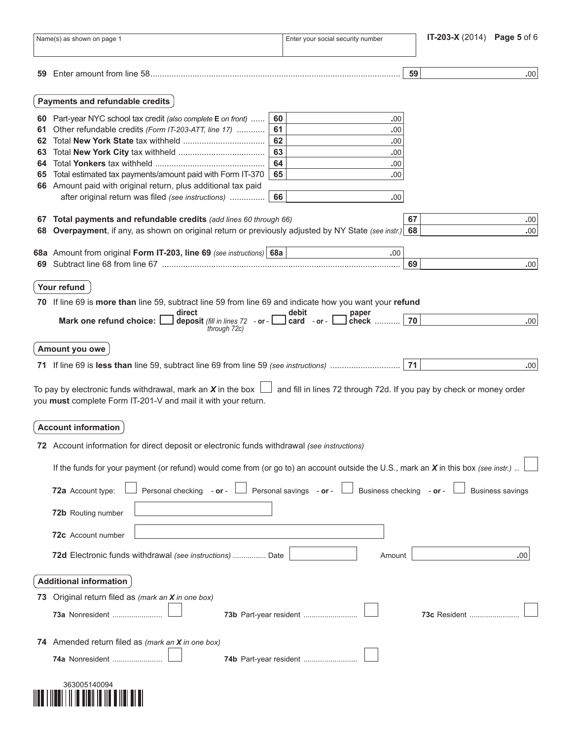| Name(s) as shown on page 1 | Enter your social security number |
|---|---|
| | |

**59** Enter amount from line 58 ............ **59** .00

## Payments and refundable credits

| Line | Description | Box | Amount |
|---|---|---|---|
| **60** | Part-year NYC school tax credit *(also complete* **E** *on front)* | 60 | .00 |
| **61** | Other refundable credits *(Form IT-203-ATT, line 17)* | 61 | .00 |
| **62** | Total **New York State** tax withheld | 62 | .00 |
| **63** | Total **New York City** tax withheld | 63 | .00 |
| **64** | Total **Yonkers** tax withheld | 64 | .00 |
| **65** | Total estimated tax payments/amount paid with Form IT-370 | 65 | .00 |
| **66** | Amount paid with original return, plus additional tax paid after original return was filed *(see instructions)* | 66 | .00 |

**67** **Total payments and refundable credits** *(add lines 60 through 66)* ............ **67** .00

**68** **Overpayment**, if any, as shown on original return or previously adjusted by NY State *(see instr.)* **68** .00

**68a** Amount from original **Form IT-203, line 69** *(see instructions)* **68a** .00

**69** Subtract line 68 from line 67 ............ **69** .00

## Your refund

**70** If line 69 is **more than** line 59, subtract line 59 from line 69 and indicate how you want your **refund**

**Mark one refund choice:** ☐ **direct deposit** *(fill in lines 72 through 72c)* - **or** - ☐ **debit card** - **or** - ☐ **paper check** ............ **70** .00

## Amount you owe

**71** If line 69 is **less than** line 59, subtract line 69 from line 59 *(see instructions)* ............ **71** .00

To pay by electronic funds withdrawal, mark an ***X*** in the box ☐ and fill in lines 72 through 72d. If you pay by check or money order you **must** complete Form IT-201-V and mail it with your return.

## Account information

**72** Account information for direct deposit or electronic funds withdrawal *(see instructions)*

If the funds for your payment (or refund) would come from (or go to) an account outside the U.S., mark an ***X*** in this box *(see instr.)* .. ☐

**72a** Account type: ☐ Personal checking - **or** - ☐ Personal savings - **or** - ☐ Business checking - **or** - ☐ Business savings

**72b** Routing number

**72c** Account number

**72d** Electronic funds withdrawal *(see instructions)* ............ Date ______ Amount ______ .00

## Additional information

**73** Original return filed as *(mark an* ***X*** *in one box)*

**73a** Nonresident ☐ **73b** Part-year resident ☐ **73c** Resident ☐

**74** Amended return filed as *(mark an* ***X*** *in one box)*

**74a** Nonresident ☐ **74b** Part-year resident ☐

363005140094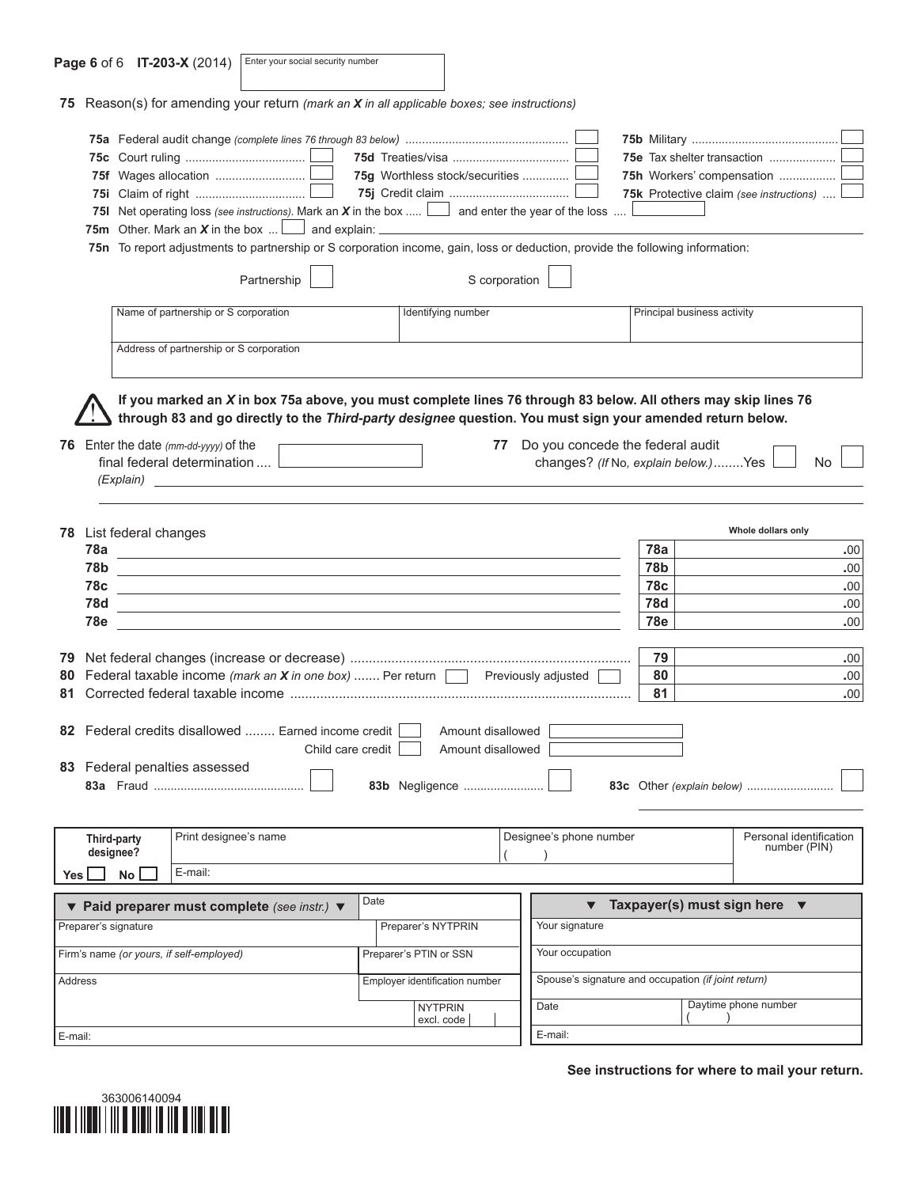IT-203-X (2014)

Enter your social security number

**75** Reason(s) for amending your return *(mark an X in all applicable boxes; see instructions)*

- **75a** Federal audit change *(complete lines 76 through 83 below)* ☐
- **75b** Military ☐
- **75c** Court ruling ☐
- **75d** Treaties/visa ☐
- **75e** Tax shelter transaction ☐
- **75f** Wages allocation ☐
- **75g** Worthless stock/securities ☐
- **75h** Workers' compensation ☐
- **75i** Claim of right ☐
- **75j** Credit claim ☐
- **75k** Protective claim *(see instructions)* ☐
- **75l** Net operating loss *(see instructions)*. Mark an *X* in the box ☐ and enter the year of the loss ____
- **75m** Other. Mark an *X* in the box ☐ and explain: ____
- **75n** To report adjustments to partnership or S corporation income, gain, loss or deduction, provide the following information:

Partnership ☐ S corporation ☐

| Name of partnership or S corporation | Identifying number | Principal business activity |
|---|---|---|
| Address of partnership or S corporation | | |

**If you marked an X in box 75a above, you must complete lines 76 through 83 below. All others may skip lines 76 through 83 and go directly to the *Third-party designee* question. You must sign your amended return below.**

**76** Enter the date *(mm-dd-yyyy)* of the final federal determination ____

**77** Do you concede the federal audit changes? *(If No, explain below.)* Yes ☐ No ☐

*(Explain)* ____

**78** List federal changes

| | | Whole dollars only |
|---|---|---|
| 78a | | .00 |
| 78b | | .00 |
| 78c | | .00 |
| 78d | | .00 |
| 78e | | .00 |

**79** Net federal changes (increase or decrease) .......... **79** .00

**80** Federal taxable income *(mark an X in one box)* ....... Per return ☐ Previously adjusted ☐ **80** .00

**81** Corrected federal taxable income .......... **81** .00

**82** Federal credits disallowed ........ Earned income credit ☐ Amount disallowed ____
Child care credit ☐ Amount disallowed ____

**83** Federal penalties assessed

- **83a** Fraud ☐
- **83b** Negligence ☐
- **83c** Other *(explain below)* ☐

| Third-party designee? | Print designee's name | Designee's phone number | Personal identification number (PIN) |
|---|---|---|---|
| Yes ☐ No ☐ | E-mail: | ( ) | |

| ▼ Paid preparer must complete *(see instr.)* ▼ | Date |
|---|---|
| Preparer's signature | Preparer's NYTPRIN |
| Firm's name *(or yours, if self-employed)* | Preparer's PTIN or SSN |
| Address | Employer identification number |
| | NYTPRIN excl. code |
| E-mail: | |

| ▼ Taxpayer(s) must sign here ▼ | |
|---|---|
| Your signature | |
| Your occupation | |
| Spouse's signature and occupation *(if joint return)* | |
| Date | Daytime phone number ( ) |
| E-mail: | |

**See instructions for where to mail your return.**

363006140094